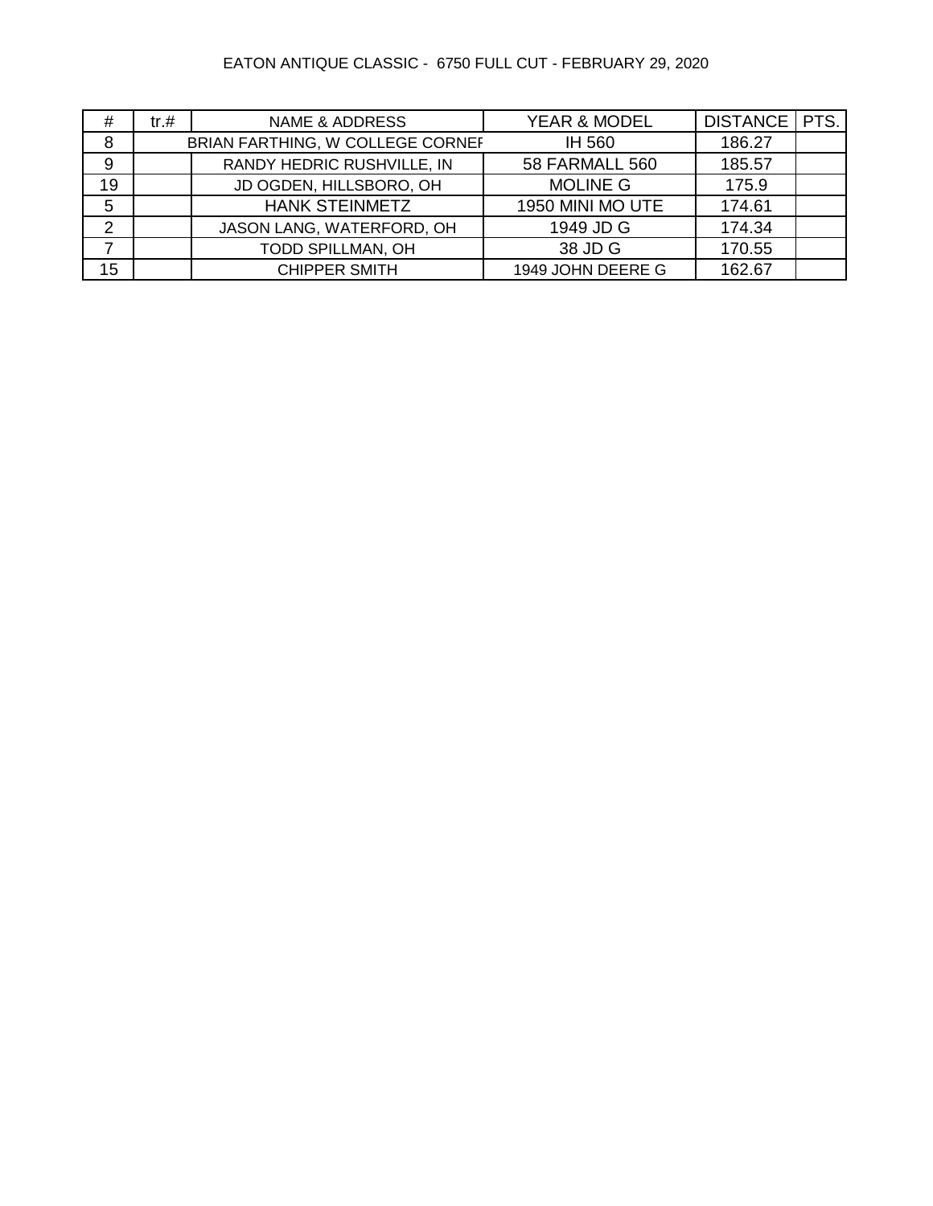EATON ANTIQUE CLASSIC - 6750 FULL CUT - FEBRUARY 29, 2020

| # | tr.# | NAME & ADDRESS | YEAR & MODEL | DISTANCE | PTS. |
|---|---|---|---|---|---|
| 8 | | BRIAN FARTHING, W COLLEGE CORNEF | IH 560 | 186.27 | |
| 9 | | RANDY HEDRIC RUSHVILLE, IN | 58 FARMALL 560 | 185.57 | |
| 19 | | JD OGDEN, HILLSBORO, OH | MOLINE G | 175.9 | |
| 5 | | HANK STEINMETZ | 1950 MINI MO UTE | 174.61 | |
| 2 | | JASON LANG, WATERFORD, OH | 1949 JD G | 174.34 | |
| 7 | | TODD SPILLMAN, OH | 38 JD G | 170.55 | |
| 15 | | CHIPPER SMITH | 1949 JOHN DEERE G | 162.67 | |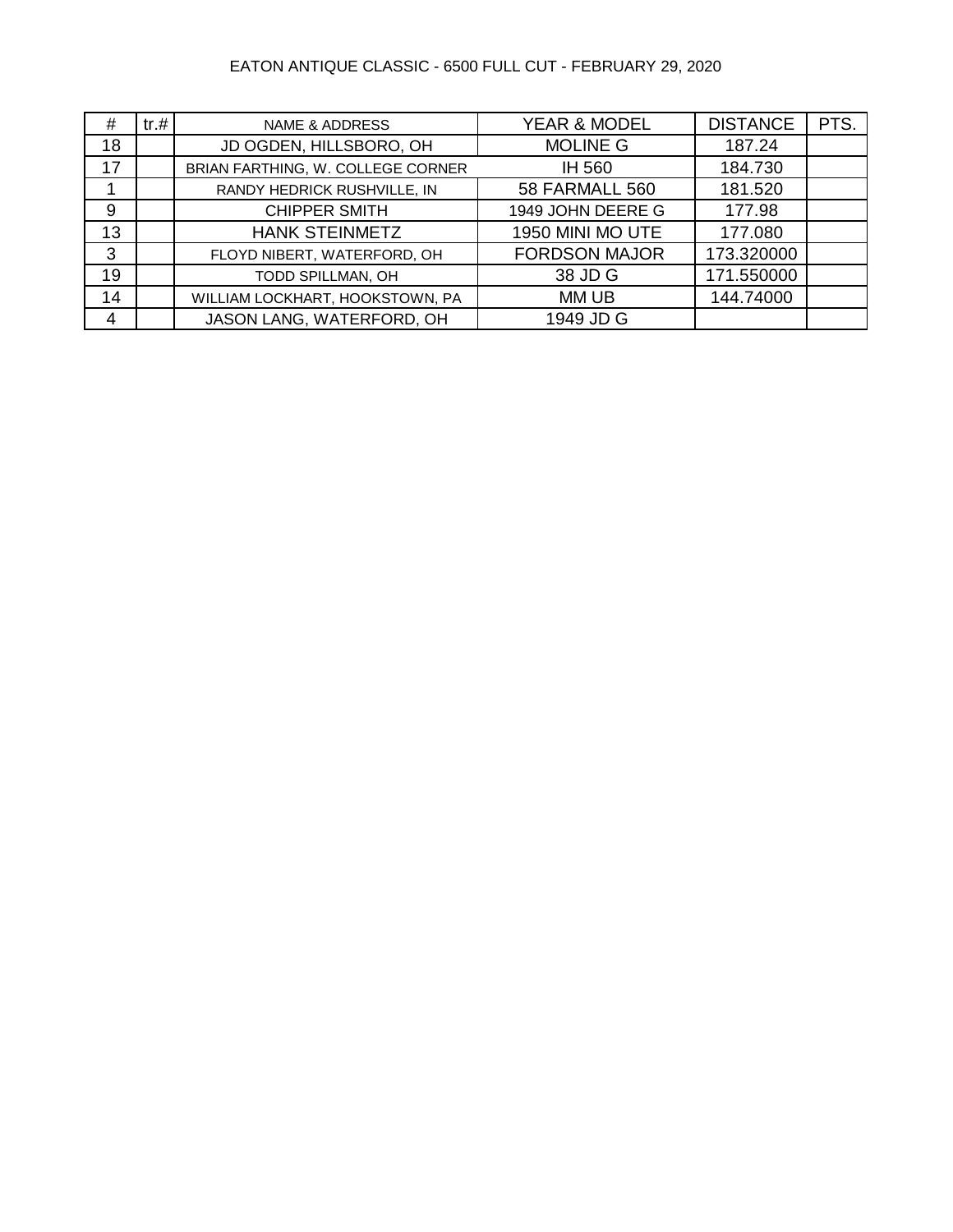EATON ANTIQUE CLASSIC - 6500 FULL CUT - FEBRUARY 29, 2020

| # | tr.# | NAME & ADDRESS | YEAR & MODEL | DISTANCE | PTS. |
|---|---|---|---|---|---|
| 18 | | JD OGDEN, HILLSBORO, OH | MOLINE G | 187.24 | |
| 17 | | BRIAN FARTHING, W. COLLEGE CORNER | IH 560 | 184.730 | |
| 1 | | RANDY HEDRICK RUSHVILLE, IN | 58 FARMALL 560 | 181.520 | |
| 9 | | CHIPPER SMITH | 1949 JOHN DEERE G | 177.98 | |
| 13 | | HANK STEINMETZ | 1950 MINI MO UTE | 177.080 | |
| 3 | | FLOYD NIBERT, WATERFORD, OH | FORDSON MAJOR | 173.320000 | |
| 19 | | TODD SPILLMAN, OH | 38 JD G | 171.550000 | |
| 14 | | WILLIAM LOCKHART, HOOKSTOWN, PA | MM UB | 144.74000 | |
| 4 | | JASON LANG, WATERFORD, OH | 1949 JD G | | |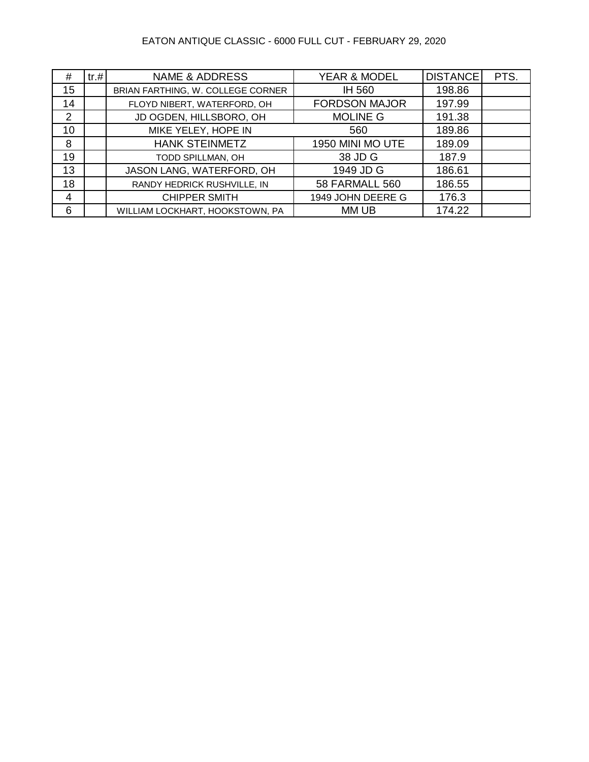EATON ANTIQUE CLASSIC - 6000 FULL CUT - FEBRUARY 29, 2020

| # | tr.# | NAME & ADDRESS | YEAR & MODEL | DISTANCE | PTS. |
|---|---|---|---|---|---|
| 15 | | BRIAN FARTHING, W. COLLEGE CORNER | IH 560 | 198.86 | |
| 14 | | FLOYD NIBERT, WATERFORD, OH | FORDSON MAJOR | 197.99 | |
| 2 | | JD OGDEN, HILLSBORO, OH | MOLINE G | 191.38 | |
| 10 | | MIKE YELEY, HOPE IN | 560 | 189.86 | |
| 8 | | HANK STEINMETZ | 1950 MINI MO UTE | 189.09 | |
| 19 | | TODD SPILLMAN, OH | 38 JD G | 187.9 | |
| 13 | | JASON LANG, WATERFORD, OH | 1949 JD G | 186.61 | |
| 18 | | RANDY HEDRICK RUSHVILLE, IN | 58 FARMALL 560 | 186.55 | |
| 4 | | CHIPPER SMITH | 1949 JOHN DEERE G | 176.3 | |
| 6 | | WILLIAM LOCKHART, HOOKSTOWN, PA | MM UB | 174.22 | |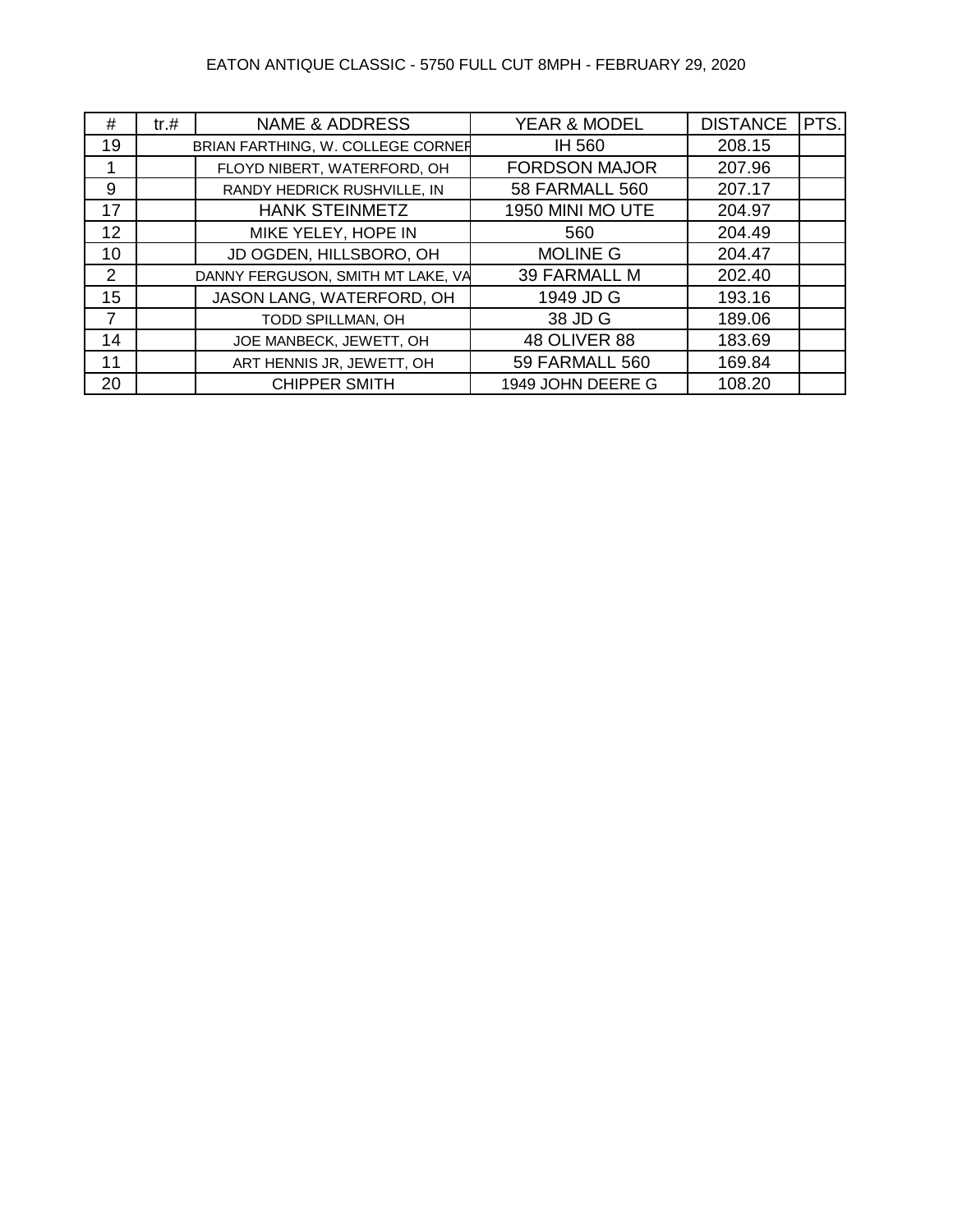EATON ANTIQUE CLASSIC - 5750 FULL CUT 8MPH - FEBRUARY 29, 2020

| # | tr.# | NAME & ADDRESS | YEAR & MODEL | DISTANCE | PTS. |
|---|---|---|---|---|---|
| 19 | | BRIAN FARTHING, W. COLLEGE CORNER | IH 560 | 208.15 | |
| 1 | | FLOYD NIBERT, WATERFORD, OH | FORDSON MAJOR | 207.96 | |
| 9 | | RANDY HEDRICK RUSHVILLE, IN | 58 FARMALL 560 | 207.17 | |
| 17 | | HANK STEINMETZ | 1950 MINI MO UTE | 204.97 | |
| 12 | | MIKE YELEY, HOPE IN | 560 | 204.49 | |
| 10 | | JD OGDEN, HILLSBORO, OH | MOLINE G | 204.47 | |
| 2 | | DANNY FERGUSON, SMITH MT LAKE, VA | 39 FARMALL M | 202.40 | |
| 15 | | JASON LANG, WATERFORD, OH | 1949 JD G | 193.16 | |
| 7 | | TODD SPILLMAN, OH | 38 JD G | 189.06 | |
| 14 | | JOE MANBECK, JEWETT, OH | 48 OLIVER 88 | 183.69 | |
| 11 | | ART HENNIS JR, JEWETT, OH | 59 FARMALL 560 | 169.84 | |
| 20 | | CHIPPER SMITH | 1949 JOHN DEERE G | 108.20 | |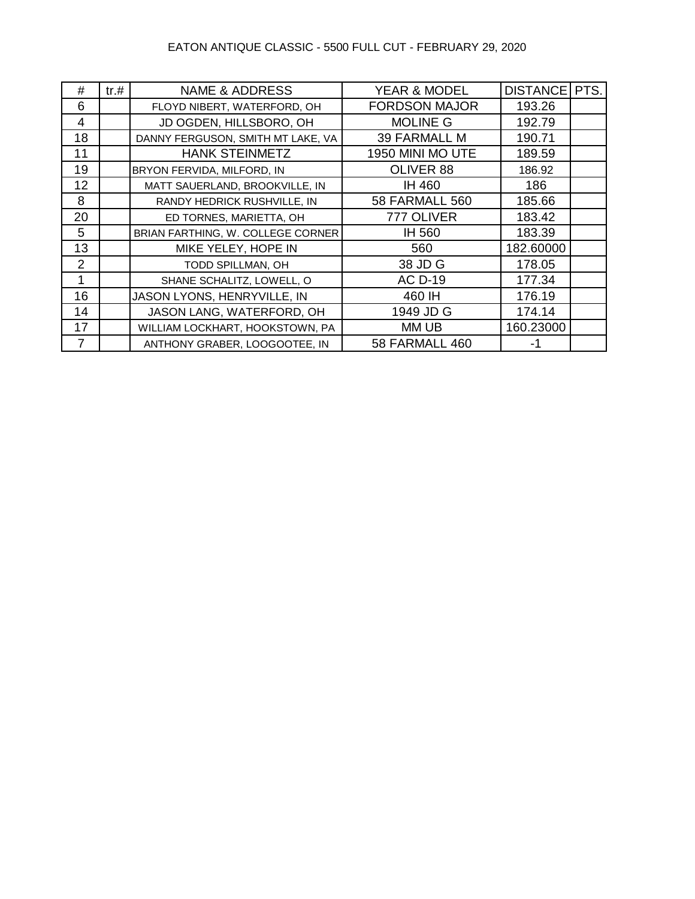EATON ANTIQUE CLASSIC - 5500 FULL CUT - FEBRUARY 29, 2020

| # | tr.# | NAME & ADDRESS | YEAR & MODEL | DISTANCE | PTS. |
|---|---|---|---|---|---|
| 6 | | FLOYD NIBERT, WATERFORD, OH | FORDSON MAJOR | 193.26 | |
| 4 | | JD OGDEN, HILLSBORO, OH | MOLINE G | 192.79 | |
| 18 | | DANNY FERGUSON, SMITH MT LAKE, VA | 39 FARMALL M | 190.71 | |
| 11 | | HANK STEINMETZ | 1950 MINI MO UTE | 189.59 | |
| 19 | | BRYON FERVIDA, MILFORD, IN | OLIVER 88 | 186.92 | |
| 12 | | MATT SAUERLAND, BROOKVILLE, IN | IH 460 | 186 | |
| 8 | | RANDY HEDRICK RUSHVILLE, IN | 58 FARMALL 560 | 185.66 | |
| 20 | | ED TORNES, MARIETTA, OH | 777 OLIVER | 183.42 | |
| 5 | | BRIAN FARTHING, W. COLLEGE CORNER | IH 560 | 183.39 | |
| 13 | | MIKE YELEY, HOPE IN | 560 | 182.60000 | |
| 2 | | TODD SPILLMAN, OH | 38 JD G | 178.05 | |
| 1 | | SHANE SCHALITZ, LOWELL, O | AC D-19 | 177.34 | |
| 16 | | JASON LYONS, HENRYVILLE, IN | 460 IH | 176.19 | |
| 14 | | JASON LANG, WATERFORD, OH | 1949 JD G | 174.14 | |
| 17 | | WILLIAM LOCKHART, HOOKSTOWN, PA | MM UB | 160.23000 | |
| 7 | | ANTHONY GRABER, LOOGOOTEE, IN | 58 FARMALL 460 | -1 | |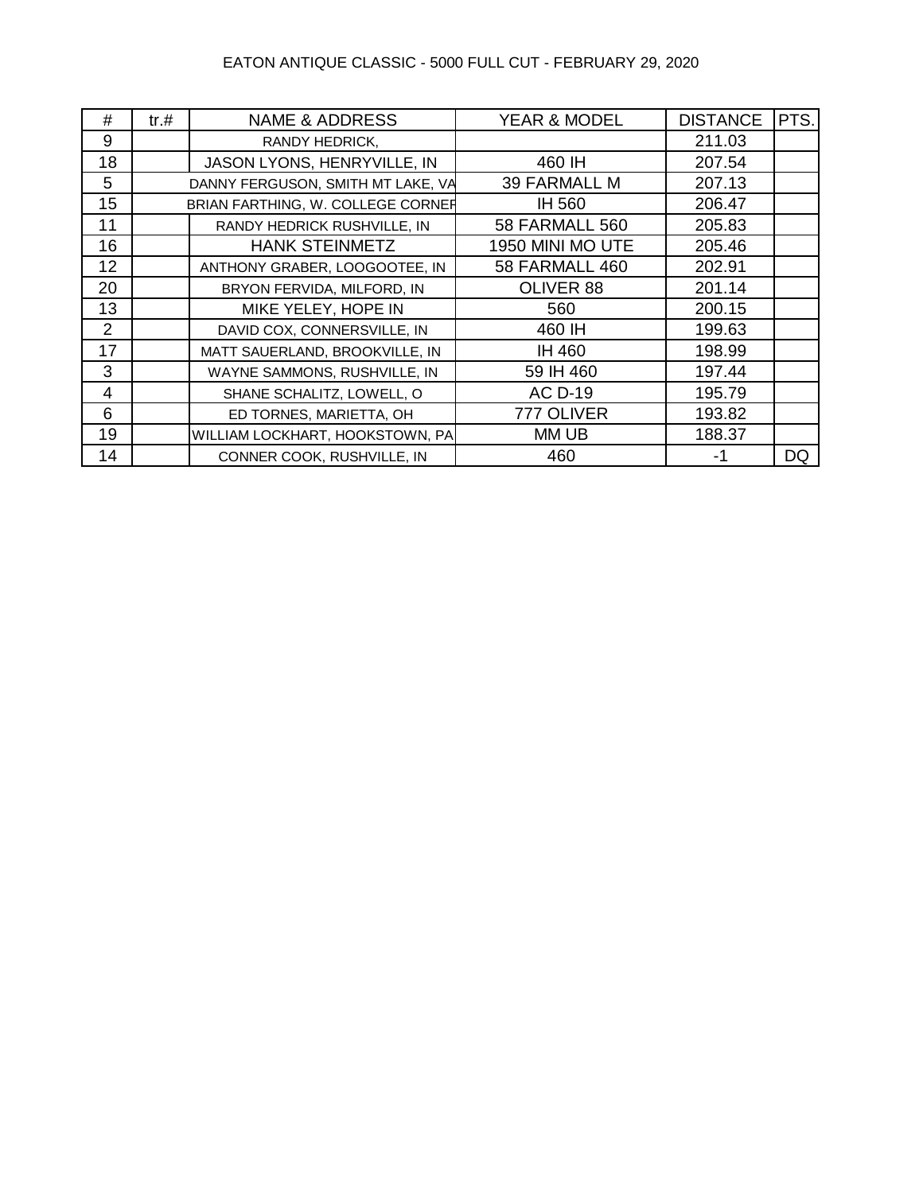EATON ANTIQUE CLASSIC - 5000 FULL CUT - FEBRUARY 29, 2020

| # | tr.# | NAME & ADDRESS | YEAR & MODEL | DISTANCE | PTS. |
|---|---|---|---|---|---|
| 9 | | RANDY HEDRICK, | | 211.03 | |
| 18 | | JASON LYONS, HENRYVILLE, IN | 460 IH | 207.54 | |
| 5 | | DANNY FERGUSON, SMITH MT LAKE, VA | 39 FARMALL M | 207.13 | |
| 15 | | BRIAN FARTHING, W. COLLEGE CORNER | IH 560 | 206.47 | |
| 11 | | RANDY HEDRICK RUSHVILLE, IN | 58 FARMALL 560 | 205.83 | |
| 16 | | HANK STEINMETZ | 1950 MINI MO UTE | 205.46 | |
| 12 | | ANTHONY GRABER, LOOGOOTEE, IN | 58 FARMALL 460 | 202.91 | |
| 20 | | BRYON FERVIDA, MILFORD, IN | OLIVER 88 | 201.14 | |
| 13 | | MIKE YELEY, HOPE IN | 560 | 200.15 | |
| 2 | | DAVID COX, CONNERSVILLE, IN | 460 IH | 199.63 | |
| 17 | | MATT SAUERLAND, BROOKVILLE, IN | IH 460 | 198.99 | |
| 3 | | WAYNE SAMMONS, RUSHVILLE, IN | 59 IH 460 | 197.44 | |
| 4 | | SHANE SCHALITZ, LOWELL, O | AC D-19 | 195.79 | |
| 6 | | ED TORNES, MARIETTA, OH | 777 OLIVER | 193.82 | |
| 19 | | WILLIAM LOCKHART, HOOKSTOWN, PA | MM UB | 188.37 | |
| 14 | | CONNER COOK, RUSHVILLE, IN | 460 | -1 | DQ |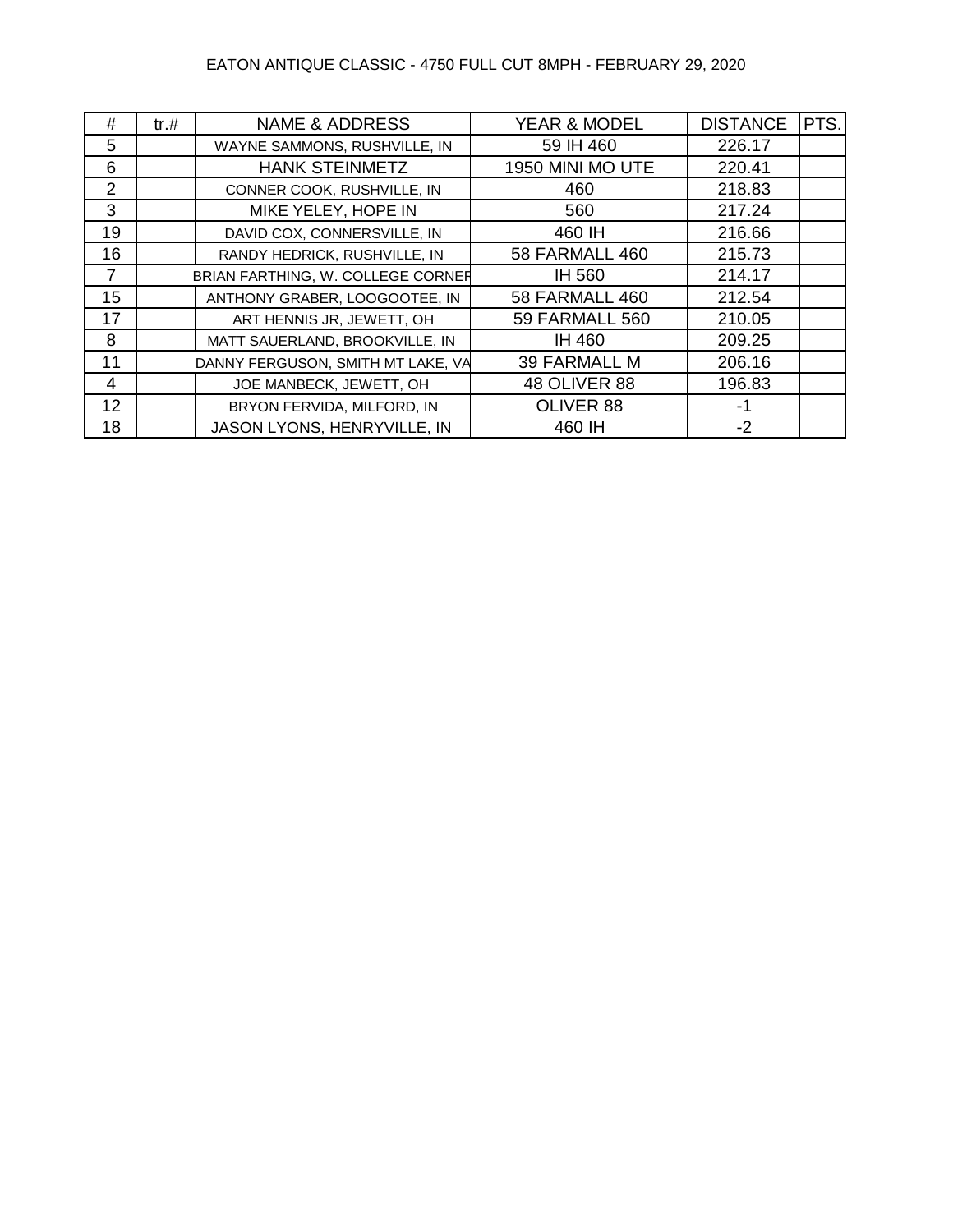EATON ANTIQUE CLASSIC - 4750 FULL CUT 8MPH - FEBRUARY 29, 2020

| # | tr.# | NAME & ADDRESS | YEAR & MODEL | DISTANCE | PTS. |
|---|---|---|---|---|---|
| 5 | | WAYNE SAMMONS, RUSHVILLE, IN | 59 IH 460 | 226.17 | |
| 6 | | HANK STEINMETZ | 1950 MINI MO UTE | 220.41 | |
| 2 | | CONNER COOK, RUSHVILLE, IN | 460 | 218.83 | |
| 3 | | MIKE YELEY, HOPE IN | 560 | 217.24 | |
| 19 | | DAVID COX, CONNERSVILLE, IN | 460 IH | 216.66 | |
| 16 | | RANDY HEDRICK, RUSHVILLE, IN | 58 FARMALL 460 | 215.73 | |
| 7 | | BRIAN FARTHING, W. COLLEGE CORNER | IH 560 | 214.17 | |
| 15 | | ANTHONY GRABER, LOOGOOTEE, IN | 58 FARMALL 460 | 212.54 | |
| 17 | | ART HENNIS JR, JEWETT, OH | 59 FARMALL 560 | 210.05 | |
| 8 | | MATT SAUERLAND, BROOKVILLE, IN | IH 460 | 209.25 | |
| 11 | | DANNY FERGUSON, SMITH MT LAKE, VA | 39 FARMALL M | 206.16 | |
| 4 | | JOE MANBECK, JEWETT, OH | 48 OLIVER 88 | 196.83 | |
| 12 | | BRYON FERVIDA, MILFORD, IN | OLIVER 88 | -1 | |
| 18 | | JASON LYONS, HENRYVILLE, IN | 460 IH | -2 | |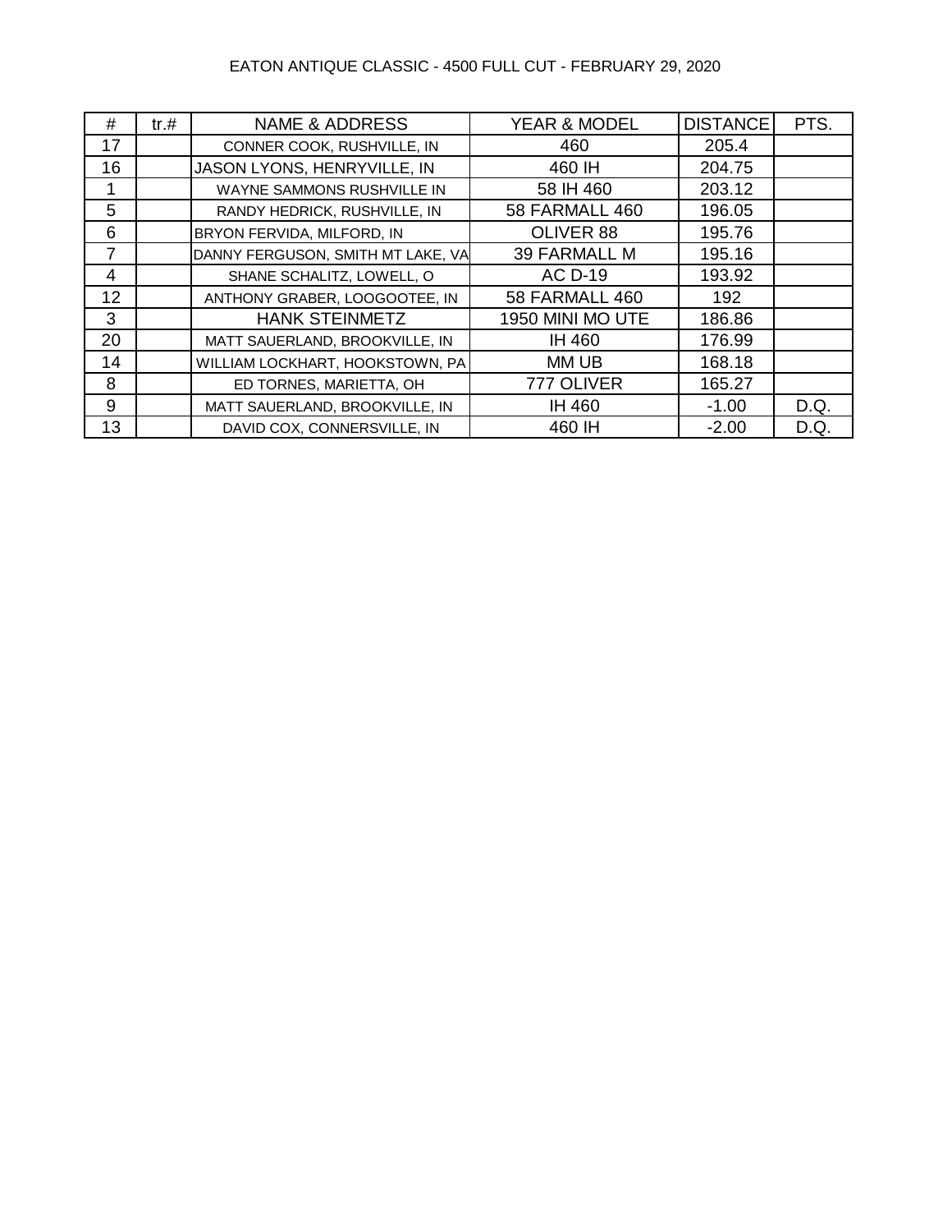EATON ANTIQUE CLASSIC - 4500 FULL CUT - FEBRUARY 29, 2020

| # | tr.# | NAME & ADDRESS | YEAR & MODEL | DISTANCE | PTS. |
|---|---|---|---|---|---|
| 17 | | CONNER COOK, RUSHVILLE, IN | 460 | 205.4 | |
| 16 | | JASON LYONS, HENRYVILLE, IN | 460 IH | 204.75 | |
| 1 | | WAYNE SAMMONS RUSHVILLE IN | 58 IH 460 | 203.12 | |
| 5 | | RANDY HEDRICK, RUSHVILLE, IN | 58 FARMALL 460 | 196.05 | |
| 6 | | BRYON FERVIDA, MILFORD, IN | OLIVER 88 | 195.76 | |
| 7 | | DANNY FERGUSON, SMITH MT LAKE, VA | 39 FARMALL M | 195.16 | |
| 4 | | SHANE SCHALITZ, LOWELL, O | AC D-19 | 193.92 | |
| 12 | | ANTHONY GRABER, LOOGOOTEE, IN | 58 FARMALL 460 | 192 | |
| 3 | | HANK STEINMETZ | 1950 MINI MO UTE | 186.86 | |
| 20 | | MATT SAUERLAND, BROOKVILLE, IN | IH 460 | 176.99 | |
| 14 | | WILLIAM LOCKHART, HOOKSTOWN, PA | MM UB | 168.18 | |
| 8 | | ED TORNES, MARIETTA, OH | 777 OLIVER | 165.27 | |
| 9 | | MATT SAUERLAND, BROOKVILLE, IN | IH 460 | -1.00 | D.Q. |
| 13 | | DAVID COX, CONNERSVILLE, IN | 460 IH | -2.00 | D.Q. |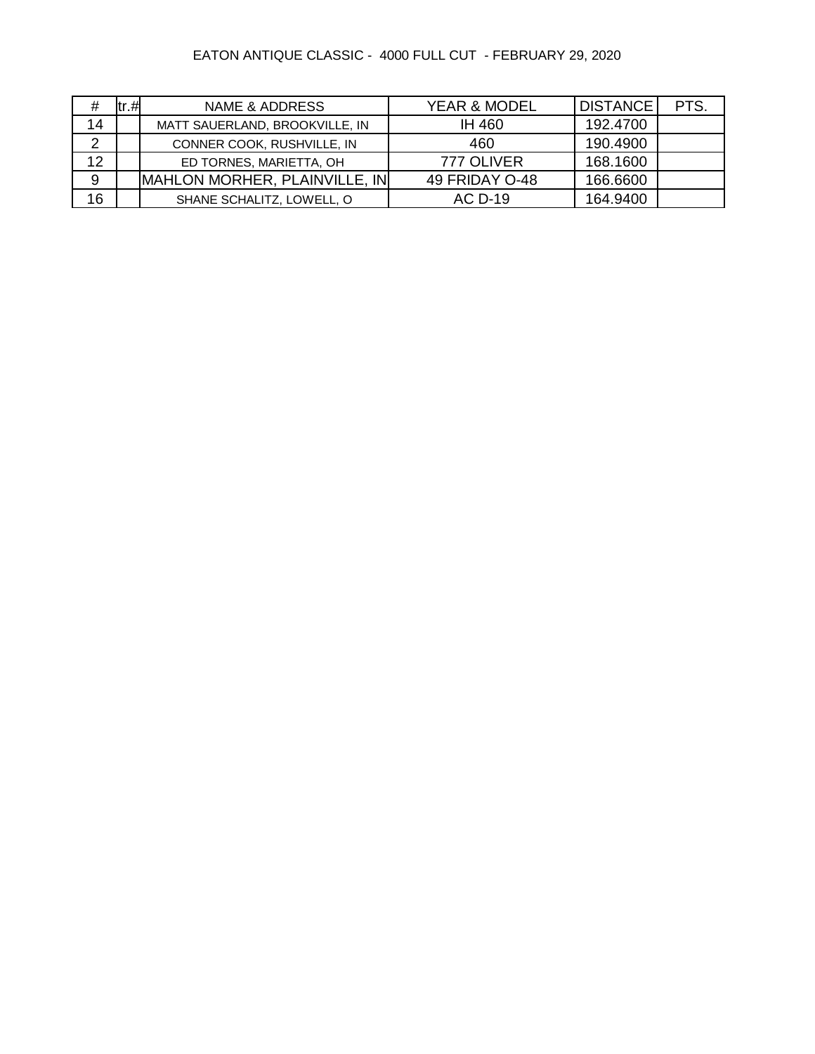EATON ANTIQUE CLASSIC - 4000 FULL CUT - FEBRUARY 29, 2020

| # | tr.# | NAME & ADDRESS | YEAR & MODEL | DISTANCE | PTS. |
|---|---|---|---|---|---|
| 14 | | MATT SAUERLAND, BROOKVILLE, IN | IH 460 | 192.4700 | |
| 2 | | CONNER COOK, RUSHVILLE, IN | 460 | 190.4900 | |
| 12 | | ED TORNES, MARIETTA, OH | 777 OLIVER | 168.1600 | |
| 9 | | MAHLON MORHER, PLAINVILLE, IN | 49 FRIDAY O-48 | 166.6600 | |
| 16 | | SHANE SCHALITZ, LOWELL, O | AC D-19 | 164.9400 | |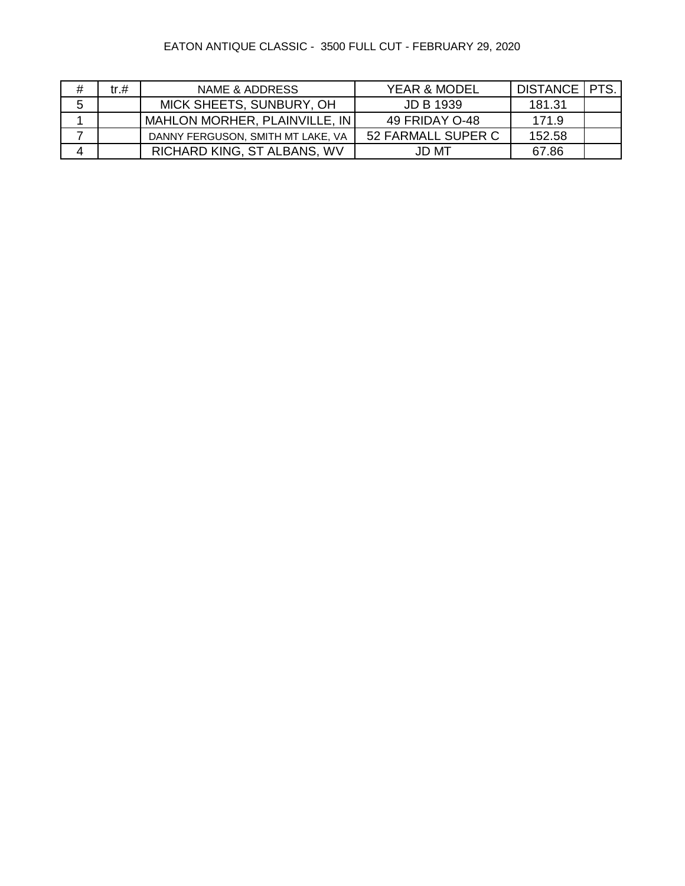EATON ANTIQUE CLASSIC - 3500 FULL CUT - FEBRUARY 29, 2020

| # | tr.# | NAME & ADDRESS | YEAR & MODEL | DISTANCE | PTS. |
|---|---|---|---|---|---|
| 5 | | MICK SHEETS, SUNBURY, OH | JD B 1939 | 181.31 | |
| 1 | | MAHLON MORHER, PLAINVILLE, IN | 49 FRIDAY O-48 | 171.9 | |
| 7 | | DANNY FERGUSON, SMITH MT LAKE, VA | 52 FARMALL SUPER C | 152.58 | |
| 4 | | RICHARD KING, ST ALBANS, WV | JD MT | 67.86 | |